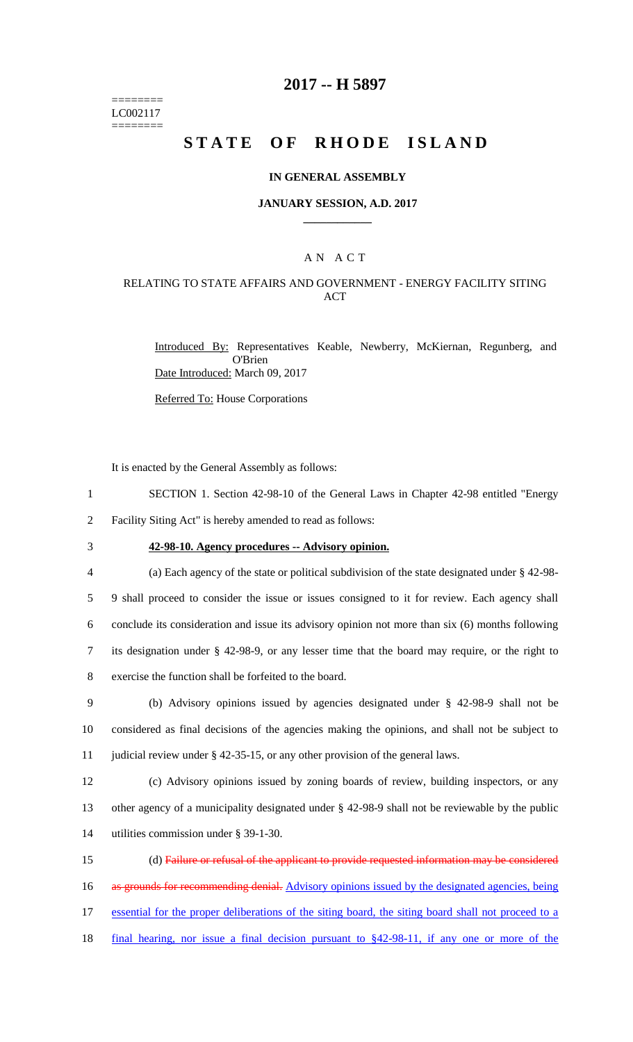========
LC002117
========

# 2017 -- H 5897

# STATE OF RHODE ISLAND

### IN GENERAL ASSEMBLY

### JANUARY SESSION, A.D. 2017

## AN ACT

### RELATING TO STATE AFFAIRS AND GOVERNMENT - ENERGY FACILITY SITING ACT

Introduced By: Representatives Keable, Newberry, McKiernan, Regunberg, and O'Brien

Date Introduced: March 09, 2017

Referred To: House Corporations

It is enacted by the General Assembly as follows:

1 SECTION 1. Section 42-98-10 of the General Laws in Chapter 42-98 entitled "Energy
2 Facility Siting Act" is hereby amended to read as follows:

3 **42-98-10. Agency procedures -- Advisory opinion.**

4 (a) Each agency of the state or political subdivision of the state designated under § 42-98-
5 9 shall proceed to consider the issue or issues consigned to it for review. Each agency shall
6 conclude its consideration and issue its advisory opinion not more than six (6) months following
7 its designation under § 42-98-9, or any lesser time that the board may require, or the right to
8 exercise the function shall be forfeited to the board.

9 (b) Advisory opinions issued by agencies designated under § 42-98-9 shall not be
10 considered as final decisions of the agencies making the opinions, and shall not be subject to
11 judicial review under § 42-35-15, or any other provision of the general laws.

12 (c) Advisory opinions issued by zoning boards of review, building inspectors, or any
13 other agency of a municipality designated under § 42-98-9 shall not be reviewable by the public
14 utilities commission under § 39-1-30.

15 (d) ~~Failure or refusal of the applicant to provide requested information may be considered~~
16 ~~as grounds for recommending denial.~~ Advisory opinions issued by the designated agencies, being
17 essential for the proper deliberations of the siting board, the siting board shall not proceed to a
18 final hearing, nor issue a final decision pursuant to §42-98-11, if any one or more of the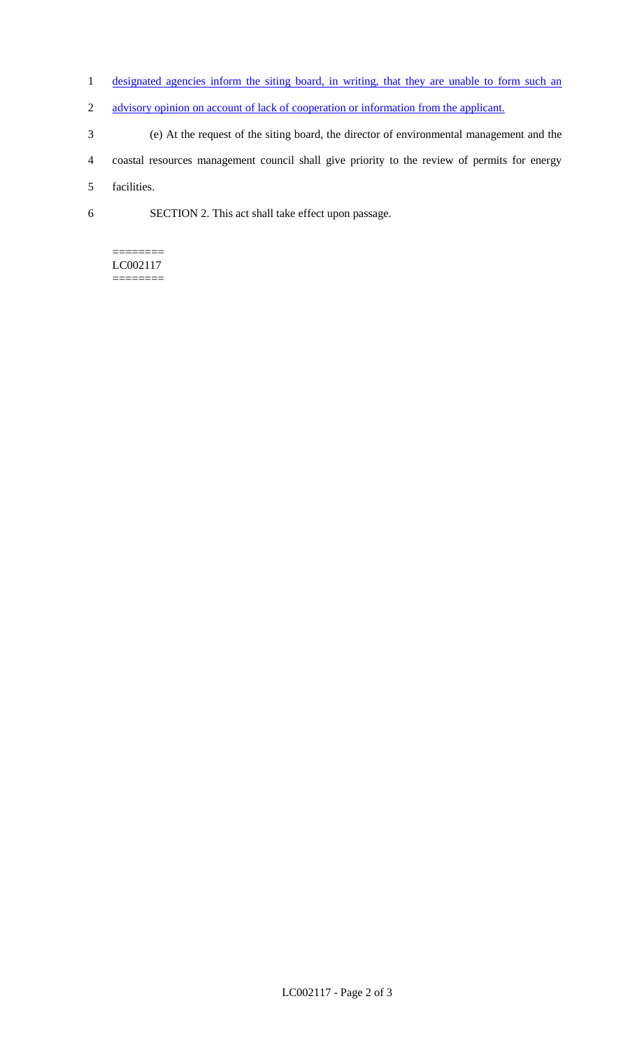designated agencies inform the siting board, in writing, that they are unable to form such an advisory opinion on account of lack of cooperation or information from the applicant.

(e) At the request of the siting board, the director of environmental management and the coastal resources management council shall give priority to the review of permits for energy facilities.

SECTION 2. This act shall take effect upon passage.

========
LC002117
========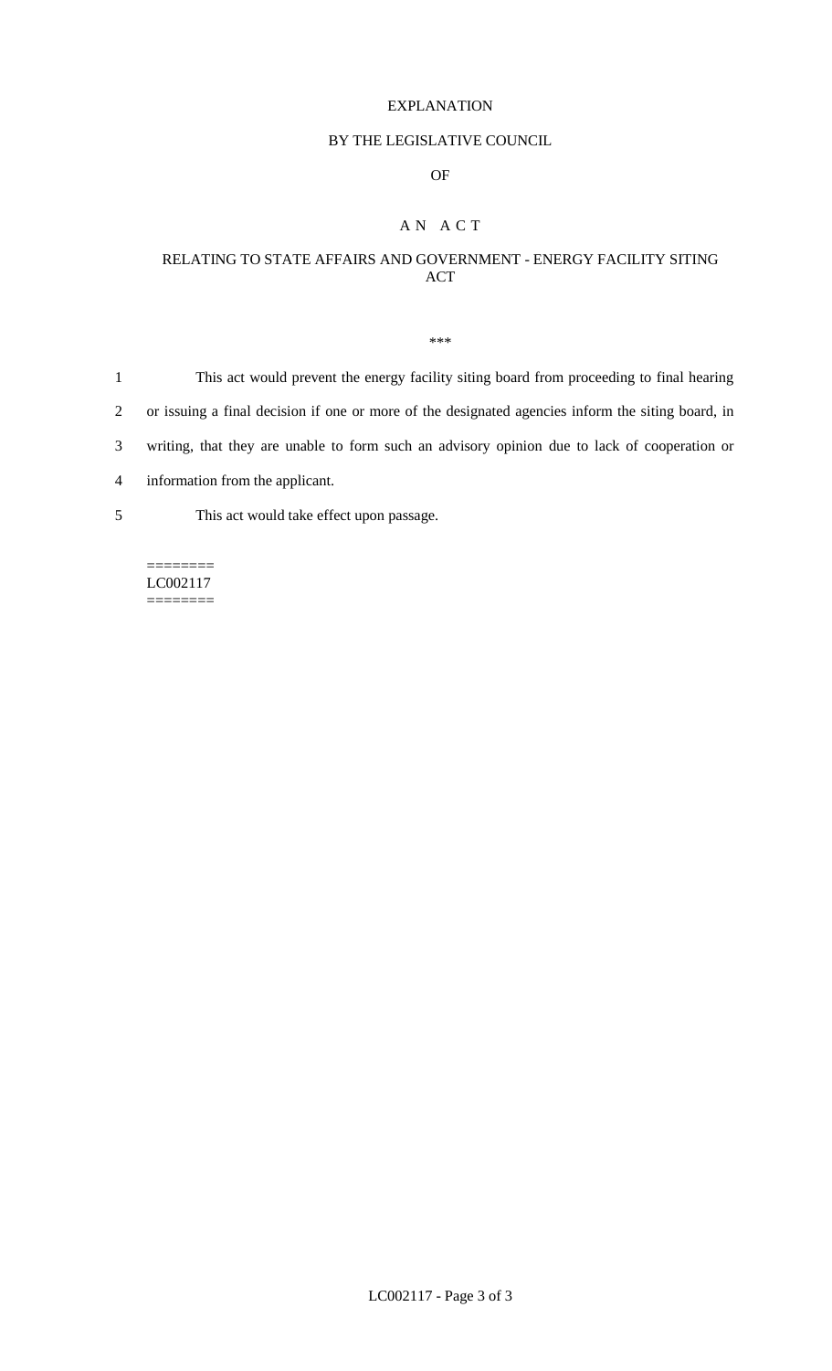EXPLANATION

BY THE LEGISLATIVE COUNCIL

OF

A N A C T

RELATING TO STATE AFFAIRS AND GOVERNMENT - ENERGY FACILITY SITING ACT

\*\*\*

1 This act would prevent the energy facility siting board from proceeding to final hearing
2 or issuing a final decision if one or more of the designated agencies inform the siting board, in
3 writing, that they are unable to form such an advisory opinion due to lack of cooperation or
4 information from the applicant.
5 This act would take effect upon passage.

========
LC002117
========